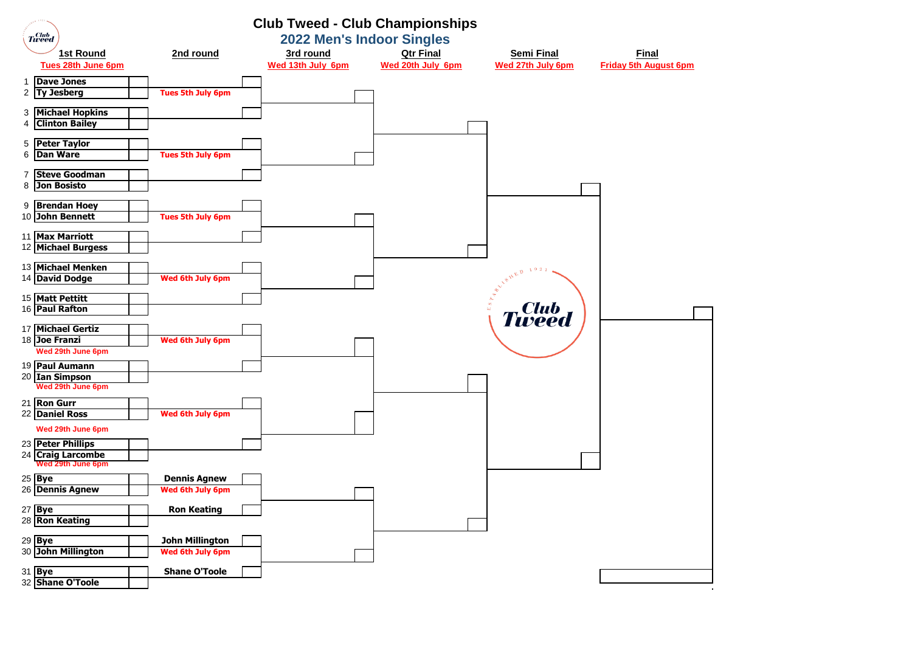# Club Tweed - Club Championships

## 2022 Men's Indoor Singles

| Round | Date |
|---|---|
| 1st Round | Tues 28th June 6pm |
| 2nd round | |
| 3rd round | Wed 13th July 6pm |
| Qtr Final | Wed 20th July 6pm |
| Semi Final | Wed 27th July 6pm |
| Final | Friday 5th August 6pm |

### 1st Round

| # | Player | 2nd round |
|---|---|---|
| 1 | Dave Jones | |
| 2 | Ty Jesberg | Tues 5th July 6pm |
| 3 | Michael Hopkins | |
| 4 | Clinton Bailey | |
| 5 | Peter Taylor | |
| 6 | Dan Ware | Tues 5th July 6pm |
| 7 | Steve Goodman | |
| 8 | Jon Bosisto | |
| 9 | Brendan Hoey | |
| 10 | John Bennett | Tues 5th July 6pm |
| 11 | Max Marriott | |
| 12 | Michael Burgess | |
| 13 | Michael Menken | |
| 14 | David Dodge | Wed 6th July 6pm |
| 15 | Matt Pettitt | |
| 16 | Paul Rafton | |
| 17 | Michael Gertiz | |
| 18 | Joe Franzi (Wed 29th June 6pm) | Wed 6th July 6pm |
| 19 | Paul Aumann | |
| 20 | Ian Simpson (Wed 29th June 6pm) | |
| 21 | Ron Gurr | |
| 22 | Daniel Ross (Wed 29th June 6pm) | Wed 6th July 6pm |
| 23 | Peter Phillips | |
| 24 | Craig Larcombe (Wed 29th June 6pm) | |
| 25 | Bye | Dennis Agnew |
| 26 | Dennis Agnew | Wed 6th July 6pm |
| 27 | Bye | Ron Keating |
| 28 | Ron Keating | |
| 29 | Bye | John Millington |
| 30 | John Millington | Wed 6th July 6pm |
| 31 | Bye | Shane O'Toole |
| 32 | Shane O'Toole | |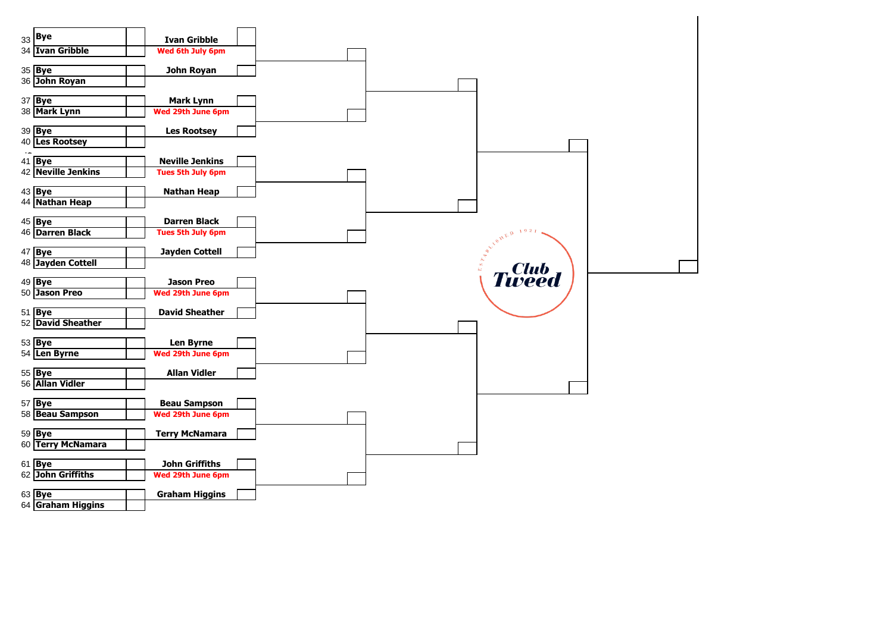| | | | |
|---|---|---|---|
| 33 | Bye | Ivan Gribble | |
| 34 | Ivan Gribble | Wed 6th July 6pm | |
| 35 | Bye | John Royan | |
| 36 | John Royan | | |
| 37 | Bye | Mark Lynn | |
| 38 | Mark Lynn | Wed 29th June 6pm | |
| 39 | Bye | Les Rootsey | |
| 40 | Les Rootsey | | |
| 41 | Bye | Neville Jenkins | |
| 42 | Neville Jenkins | Tues 5th July 6pm | |
| 43 | Bye | Nathan Heap | |
| 44 | Nathan Heap | | |
| 45 | Bye | Darren Black | |
| 46 | Darren Black | Tues 5th July 6pm | |
| 47 | Bye | Jayden Cottell | |
| 48 | Jayden Cottell | | |
| 49 | Bye | Jason Preo | |
| 50 | Jason Preo | Wed 29th June 6pm | |
| 51 | Bye | David Sheather | |
| 52 | David Sheather | | |
| 53 | Bye | Len Byrne | |
| 54 | Len Byrne | Wed 29th June 6pm | |
| 55 | Bye | Allan Vidler | |
| 56 | Allan Vidler | | |
| 57 | Bye | Beau Sampson | |
| 58 | Beau Sampson | Wed 29th June 6pm | |
| 59 | Bye | Terry McNamara | |
| 60 | Terry McNamara | | |
| 61 | Bye | John Griffiths | |
| 62 | John Griffiths | Wed 29th June 6pm | |
| 63 | Bye | Graham Higgins | |
| 64 | Graham Higgins | | |

ESTABLISHED 1921

Club Tweed